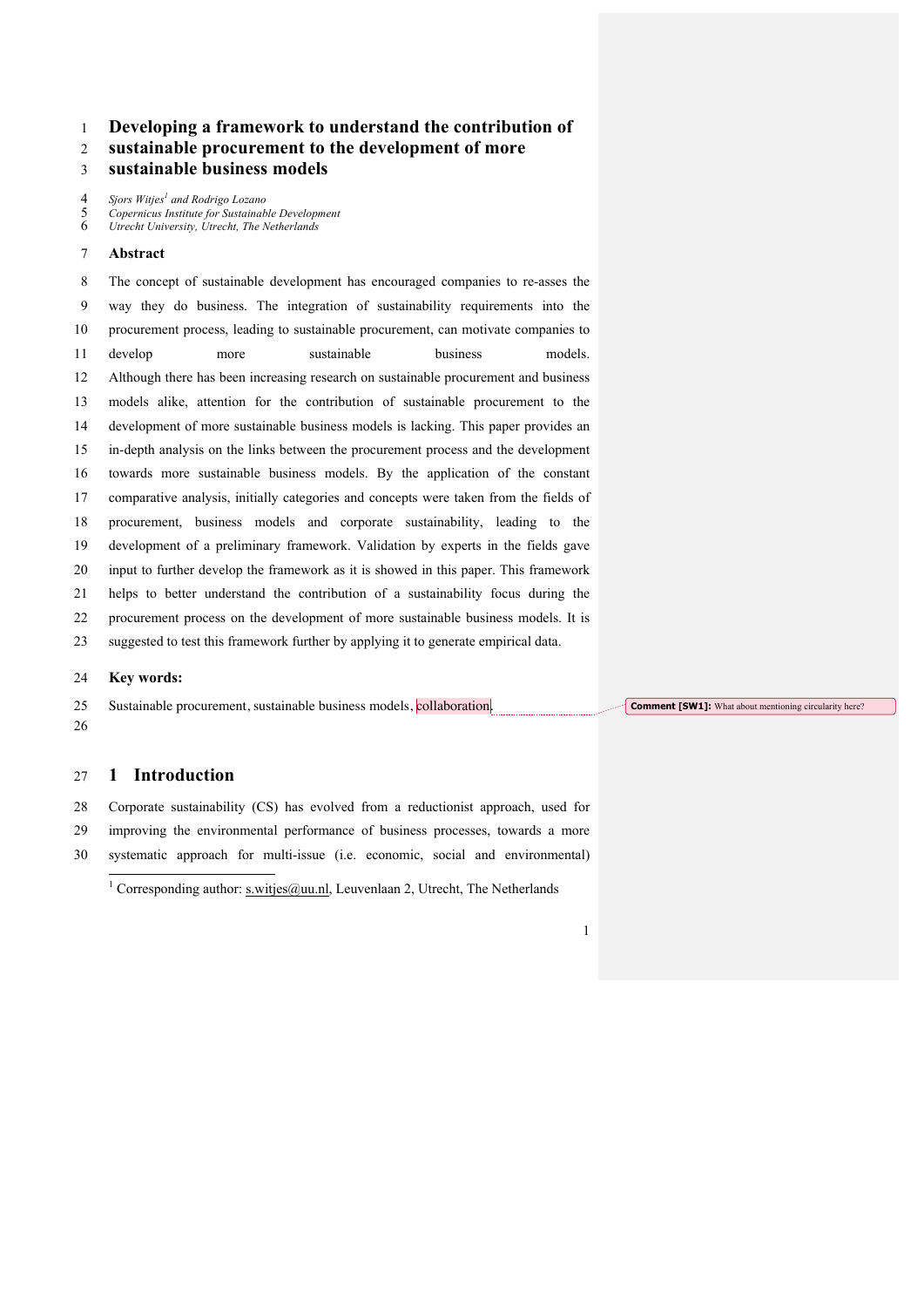# Developing a framework to understand the contribution of sustainable procurement to the development of more sustainable business models

*Sjors Witjes[1] and Rodrigo Lozano*
*Copernicus Institute for Sustainable Development*
*Utrecht University, Utrecht, The Netherlands*

## Abstract

The concept of sustainable development has encouraged companies to re-asses the way they do business. The integration of sustainability requirements into the procurement process, leading to sustainable procurement, can motivate companies to develop more sustainable business models.
Although there has been increasing research on sustainable procurement and business models alike, attention for the contribution of sustainable procurement to the development of more sustainable business models is lacking. This paper provides an in-depth analysis on the links between the procurement process and the development towards more sustainable business models. By the application of the constant comparative analysis, initially categories and concepts were taken from the fields of procurement, business models and corporate sustainability, leading to the development of a preliminary framework. Validation by experts in the fields gave input to further develop the framework as it is showed in this paper. This framework helps to better understand the contribution of a sustainability focus during the procurement process on the development of more sustainable business models. It is suggested to test this framework further by applying it to generate empirical data.

**Key words:**

Sustainable procurement, sustainable business models, collaboration.

Comment [SW1]: What about mentioning circularity here?

## 1 Introduction

Corporate sustainability (CS) has evolved from a reductionist approach, used for improving the environmental performance of business processes, towards a more systematic approach for multi-issue (i.e. economic, social and environmental)

[1] Corresponding author: s.witjes@uu.nl, Leuvenlaan 2, Utrecht, The Netherlands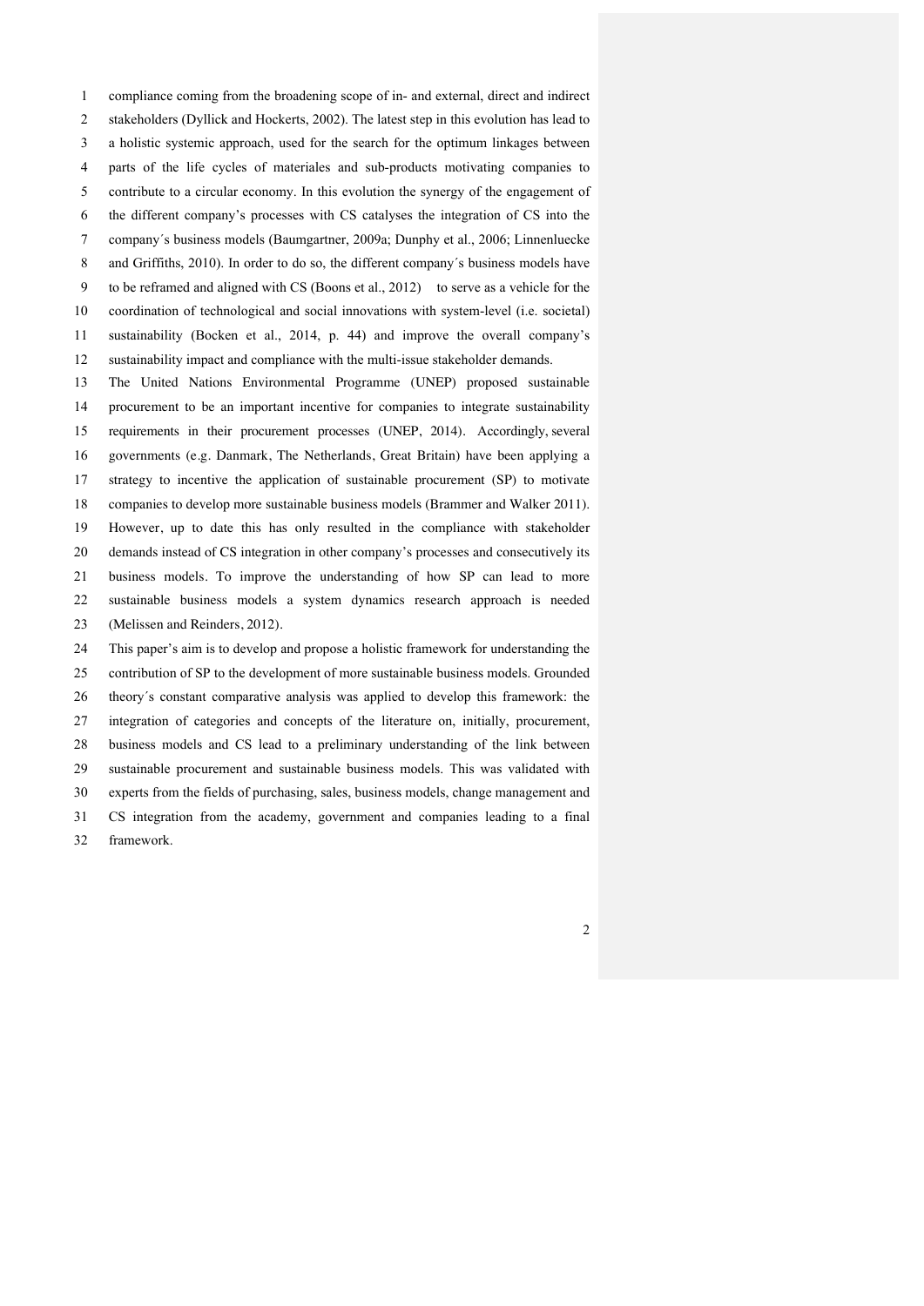compliance coming from the broadening scope of in- and external, direct and indirect stakeholders (Dyllick and Hockerts, 2002). The latest step in this evolution has lead to a holistic systemic approach, used for the search for the optimum linkages between parts of the life cycles of materiales and sub-products motivating companies to contribute to a circular economy. In this evolution the synergy of the engagement of the different company's processes with CS catalyses the integration of CS into the company´s business models (Baumgartner, 2009a; Dunphy et al., 2006; Linnenluecke and Griffiths, 2010). In order to do so, the different company´s business models have to be reframed and aligned with CS (Boons et al., 2012) to serve as a vehicle for the coordination of technological and social innovations with system-level (i.e. societal) sustainability (Bocken et al., 2014, p. 44) and improve the overall company's sustainability impact and compliance with the multi-issue stakeholder demands.

The United Nations Environmental Programme (UNEP) proposed sustainable procurement to be an important incentive for companies to integrate sustainability requirements in their procurement processes (UNEP, 2014). Accordingly, several governments (e.g. Danmark, The Netherlands, Great Britain) have been applying a strategy to incentive the application of sustainable procurement (SP) to motivate companies to develop more sustainable business models (Brammer and Walker 2011). However, up to date this has only resulted in the compliance with stakeholder demands instead of CS integration in other company's processes and consecutively its business models. To improve the understanding of how SP can lead to more sustainable business models a system dynamics research approach is needed (Melissen and Reinders, 2012).

This paper's aim is to develop and propose a holistic framework for understanding the contribution of SP to the development of more sustainable business models. Grounded theory´s constant comparative analysis was applied to develop this framework: the integration of categories and concepts of the literature on, initially, procurement, business models and CS lead to a preliminary understanding of the link between sustainable procurement and sustainable business models. This was validated with experts from the fields of purchasing, sales, business models, change management and CS integration from the academy, government and companies leading to a final framework.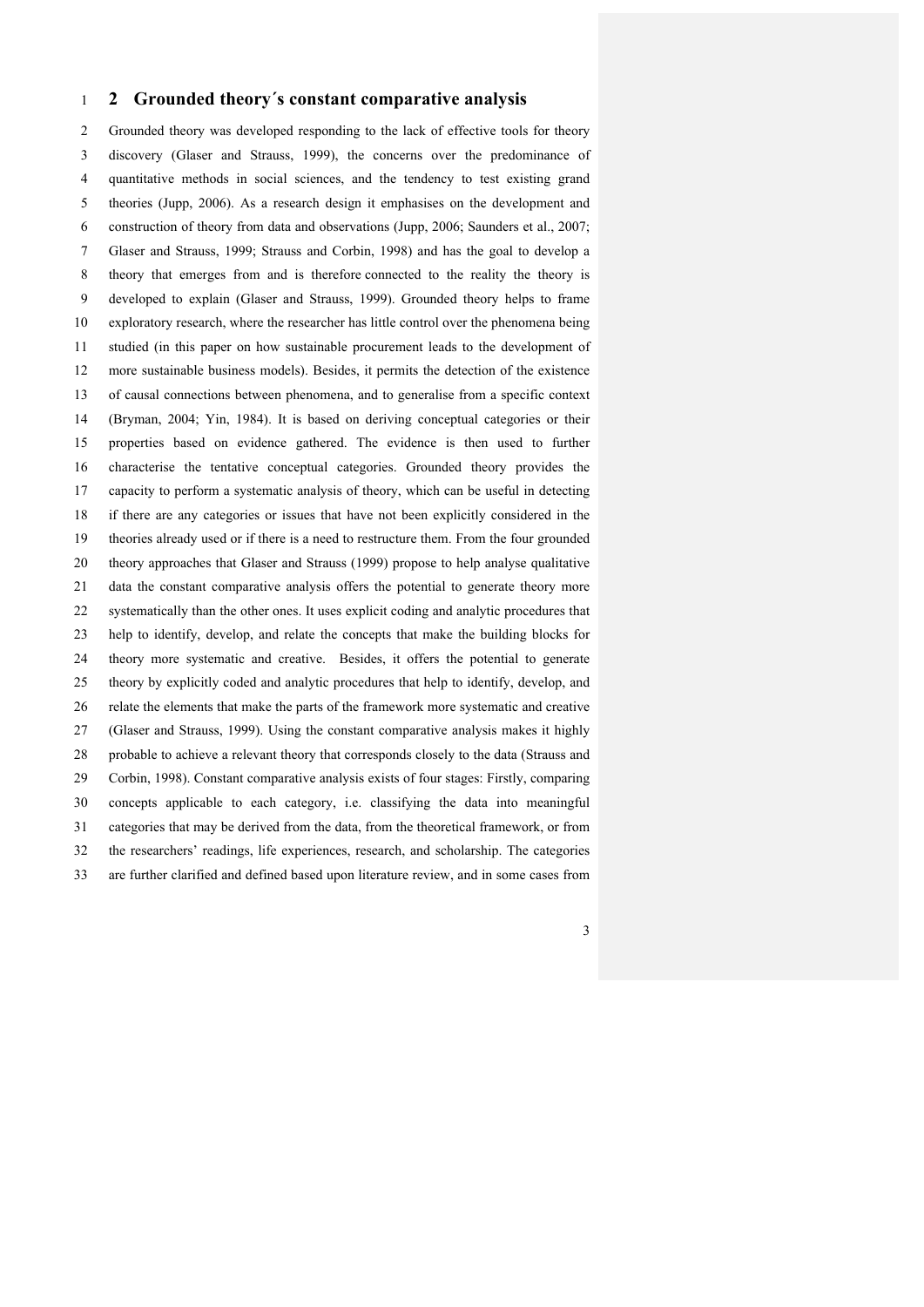## 2 Grounded theory´s constant comparative analysis

Grounded theory was developed responding to the lack of effective tools for theory discovery (Glaser and Strauss, 1999), the concerns over the predominance of quantitative methods in social sciences, and the tendency to test existing grand theories (Jupp, 2006). As a research design it emphasises on the development and construction of theory from data and observations (Jupp, 2006; Saunders et al., 2007; Glaser and Strauss, 1999; Strauss and Corbin, 1998) and has the goal to develop a theory that emerges from and is therefore connected to the reality the theory is developed to explain (Glaser and Strauss, 1999). Grounded theory helps to frame exploratory research, where the researcher has little control over the phenomena being studied (in this paper on how sustainable procurement leads to the development of more sustainable business models). Besides, it permits the detection of the existence of causal connections between phenomena, and to generalise from a specific context (Bryman, 2004; Yin, 1984). It is based on deriving conceptual categories or their properties based on evidence gathered. The evidence is then used to further characterise the tentative conceptual categories. Grounded theory provides the capacity to perform a systematic analysis of theory, which can be useful in detecting if there are any categories or issues that have not been explicitly considered in the theories already used or if there is a need to restructure them. From the four grounded theory approaches that Glaser and Strauss (1999) propose to help analyse qualitative data the constant comparative analysis offers the potential to generate theory more systematically than the other ones. It uses explicit coding and analytic procedures that help to identify, develop, and relate the concepts that make the building blocks for theory more systematic and creative. Besides, it offers the potential to generate theory by explicitly coded and analytic procedures that help to identify, develop, and relate the elements that make the parts of the framework more systematic and creative (Glaser and Strauss, 1999). Using the constant comparative analysis makes it highly probable to achieve a relevant theory that corresponds closely to the data (Strauss and Corbin, 1998). Constant comparative analysis exists of four stages: Firstly, comparing concepts applicable to each category, i.e. classifying the data into meaningful categories that may be derived from the data, from the theoretical framework, or from the researchers' readings, life experiences, research, and scholarship. The categories are further clarified and defined based upon literature review, and in some cases from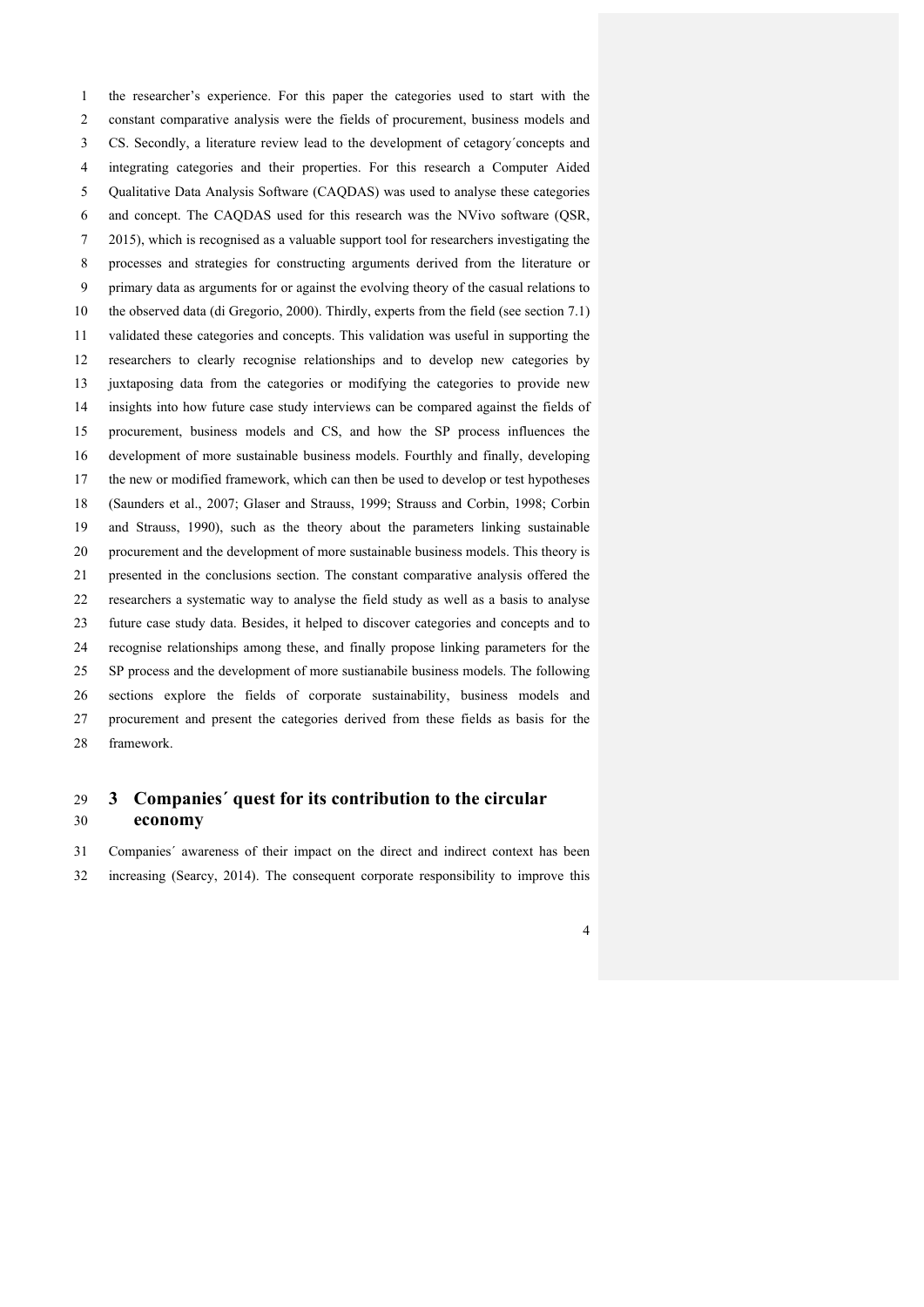the researcher's experience. For this paper the categories used to start with the constant comparative analysis were the fields of procurement, business models and CS. Secondly, a literature review lead to the development of cetagory´concepts and integrating categories and their properties. For this research a Computer Aided Qualitative Data Analysis Software (CAQDAS) was used to analyse these categories and concept. The CAQDAS used for this research was the NVivo software (QSR, 2015), which is recognised as a valuable support tool for researchers investigating the processes and strategies for constructing arguments derived from the literature or primary data as arguments for or against the evolving theory of the casual relations to the observed data (di Gregorio, 2000). Thirdly, experts from the field (see section 7.1) validated these categories and concepts. This validation was useful in supporting the researchers to clearly recognise relationships and to develop new categories by juxtaposing data from the categories or modifying the categories to provide new insights into how future case study interviews can be compared against the fields of procurement, business models and CS, and how the SP process influences the development of more sustainable business models. Fourthly and finally, developing the new or modified framework, which can then be used to develop or test hypotheses (Saunders et al., 2007; Glaser and Strauss, 1999; Strauss and Corbin, 1998; Corbin and Strauss, 1990), such as the theory about the parameters linking sustainable procurement and the development of more sustainable business models. This theory is presented in the conclusions section. The constant comparative analysis offered the researchers a systematic way to analyse the field study as well as a basis to analyse future case study data. Besides, it helped to discover categories and concepts and to recognise relationships among these, and finally propose linking parameters for the SP process and the development of more sustianabile business models. The following sections explore the fields of corporate sustainability, business models and procurement and present the categories derived from these fields as basis for the framework.

# 3 Companies´ quest for its contribution to the circular economy

Companies´ awareness of their impact on the direct and indirect context has been increasing (Searcy, 2014). The consequent corporate responsibility to improve this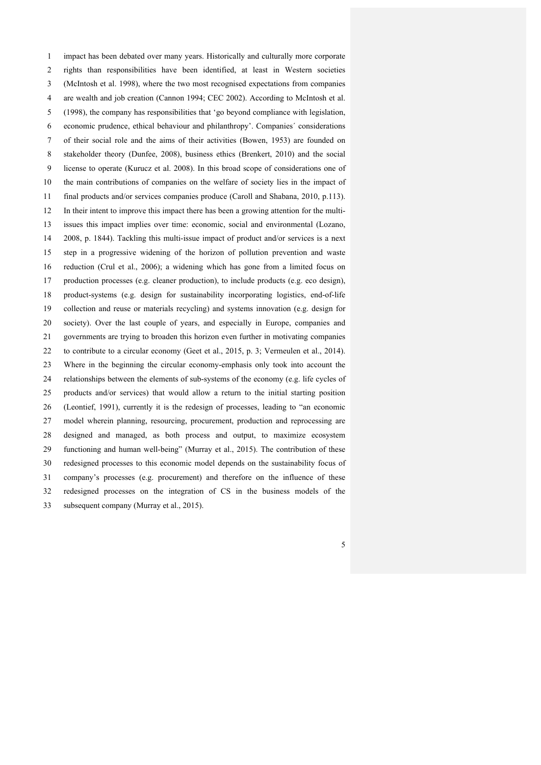impact has been debated over many years. Historically and culturally more corporate rights than responsibilities have been identified, at least in Western societies (McIntosh et al. 1998), where the two most recognised expectations from companies are wealth and job creation (Cannon 1994; CEC 2002). According to McIntosh et al. (1998), the company has responsibilities that 'go beyond compliance with legislation, economic prudence, ethical behaviour and philanthropy'. Companies´ considerations of their social role and the aims of their activities (Bowen, 1953) are founded on stakeholder theory (Dunfee, 2008), business ethics (Brenkert, 2010) and the social license to operate (Kurucz et al. 2008). In this broad scope of considerations one of the main contributions of companies on the welfare of society lies in the impact of final products and/or services companies produce (Caroll and Shabana, 2010, p.113). In their intent to improve this impact there has been a growing attention for the multi-issues this impact implies over time: economic, social and environmental (Lozano, 2008, p. 1844). Tackling this multi-issue impact of product and/or services is a next step in a progressive widening of the horizon of pollution prevention and waste reduction (Crul et al., 2006); a widening which has gone from a limited focus on production processes (e.g. cleaner production), to include products (e.g. eco design), product-systems (e.g. design for sustainability incorporating logistics, end-of-life collection and reuse or materials recycling) and systems innovation (e.g. design for society). Over the last couple of years, and especially in Europe, companies and governments are trying to broaden this horizon even further in motivating companies to contribute to a circular economy (Geet et al., 2015, p. 3; Vermeulen et al., 2014). Where in the beginning the circular economy-emphasis only took into account the relationships between the elements of sub-systems of the economy (e.g. life cycles of products and/or services) that would allow a return to the initial starting position (Leontief, 1991), currently it is the redesign of processes, leading to "an economic model wherein planning, resourcing, procurement, production and reprocessing are designed and managed, as both process and output, to maximize ecosystem functioning and human well-being" (Murray et al., 2015). The contribution of these redesigned processes to this economic model depends on the sustainability focus of company's processes (e.g. procurement) and therefore on the influence of these redesigned processes on the integration of CS in the business models of the subsequent company (Murray et al., 2015).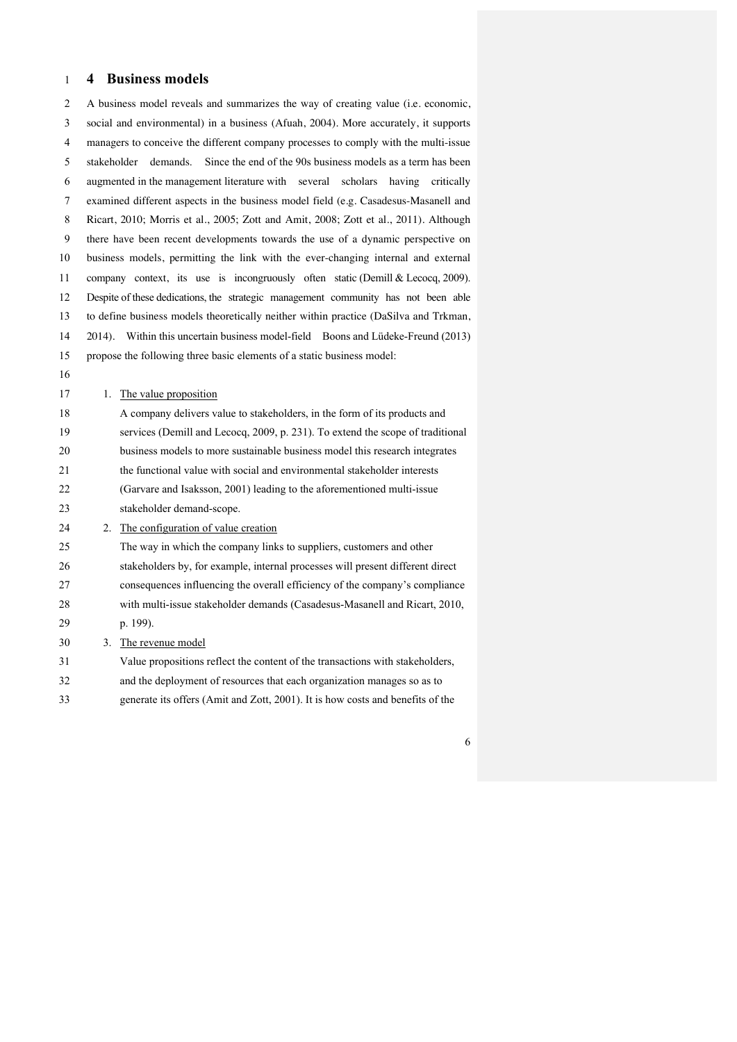## 4 Business models

A business model reveals and summarizes the way of creating value (i.e. economic, social and environmental) in a business (Afuah, 2004). More accurately, it supports managers to conceive the different company processes to comply with the multi-issue stakeholder demands. Since the end of the 90s business models as a term has been augmented in the management literature with several scholars having critically examined different aspects in the business model field (e.g. Casadesus-Masanell and Ricart, 2010; Morris et al., 2005; Zott and Amit, 2008; Zott et al., 2011). Although there have been recent developments towards the use of a dynamic perspective on business models, permitting the link with the ever-changing internal and external company context, its use is incongruously often static (Demill & Lecocq, 2009). Despite of these dedications, the strategic management community has not been able to define business models theoretically neither within practice (DaSilva and Trkman, 2014). Within this uncertain business model-field Boons and Lüdeke-Freund (2013) propose the following three basic elements of a static business model:

1. The value proposition
   A company delivers value to stakeholders, in the form of its products and services (Demill and Lecocq, 2009, p. 231). To extend the scope of traditional business models to more sustainable business model this research integrates the functional value with social and environmental stakeholder interests (Garvare and Isaksson, 2001) leading to the aforementioned multi-issue stakeholder demand-scope.
2. The configuration of value creation
   The way in which the company links to suppliers, customers and other stakeholders by, for example, internal processes will present different direct consequences influencing the overall efficiency of the company's compliance with multi-issue stakeholder demands (Casadesus-Masanell and Ricart, 2010, p. 199).
3. The revenue model
   Value propositions reflect the content of the transactions with stakeholders, and the deployment of resources that each organization manages so as to generate its offers (Amit and Zott, 2001). It is how costs and benefits of the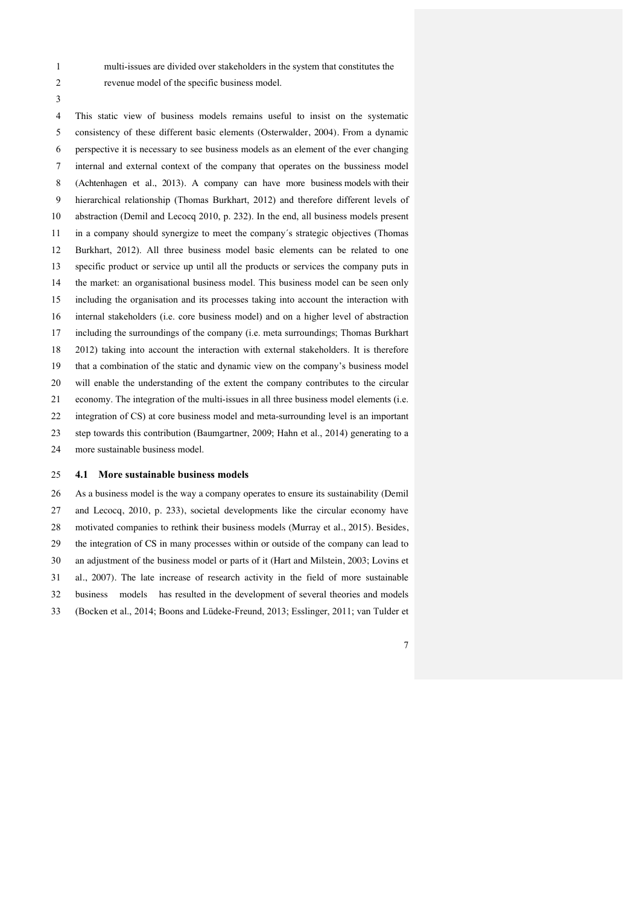multi-issues are divided over stakeholders in the system that constitutes the revenue model of the specific business model.

This static view of business models remains useful to insist on the systematic consistency of these different basic elements (Osterwalder, 2004). From a dynamic perspective it is necessary to see business models as an element of the ever changing internal and external context of the company that operates on the bussiness model (Achtenhagen et al., 2013). A company can have more business models with their hierarchical relationship (Thomas Burkhart, 2012) and therefore different levels of abstraction (Demil and Lecocq 2010, p. 232). In the end, all business models present in a company should synergize to meet the company´s strategic objectives (Thomas Burkhart, 2012). All three business model basic elements can be related to one specific product or service up until all the products or services the company puts in the market: an organisational business model. This business model can be seen only including the organisation and its processes taking into account the interaction with internal stakeholders (i.e. core business model) and on a higher level of abstraction including the surroundings of the company (i.e. meta surroundings; Thomas Burkhart 2012) taking into account the interaction with external stakeholders. It is therefore that a combination of the static and dynamic view on the company's business model will enable the understanding of the extent the company contributes to the circular economy. The integration of the multi-issues in all three business model elements (i.e. integration of CS) at core business model and meta-surrounding level is an important step towards this contribution (Baumgartner, 2009; Hahn et al., 2014) generating to a more sustainable business model.

### 4.1 More sustainable business models

As a business model is the way a company operates to ensure its sustainability (Demil and Lecocq, 2010, p. 233), societal developments like the circular economy have motivated companies to rethink their business models (Murray et al., 2015). Besides, the integration of CS in many processes within or outside of the company can lead to an adjustment of the business model or parts of it (Hart and Milstein, 2003; Lovins et al., 2007). The late increase of research activity in the field of more sustainable business models has resulted in the development of several theories and models (Bocken et al., 2014; Boons and Lüdeke-Freund, 2013; Esslinger, 2011; van Tulder et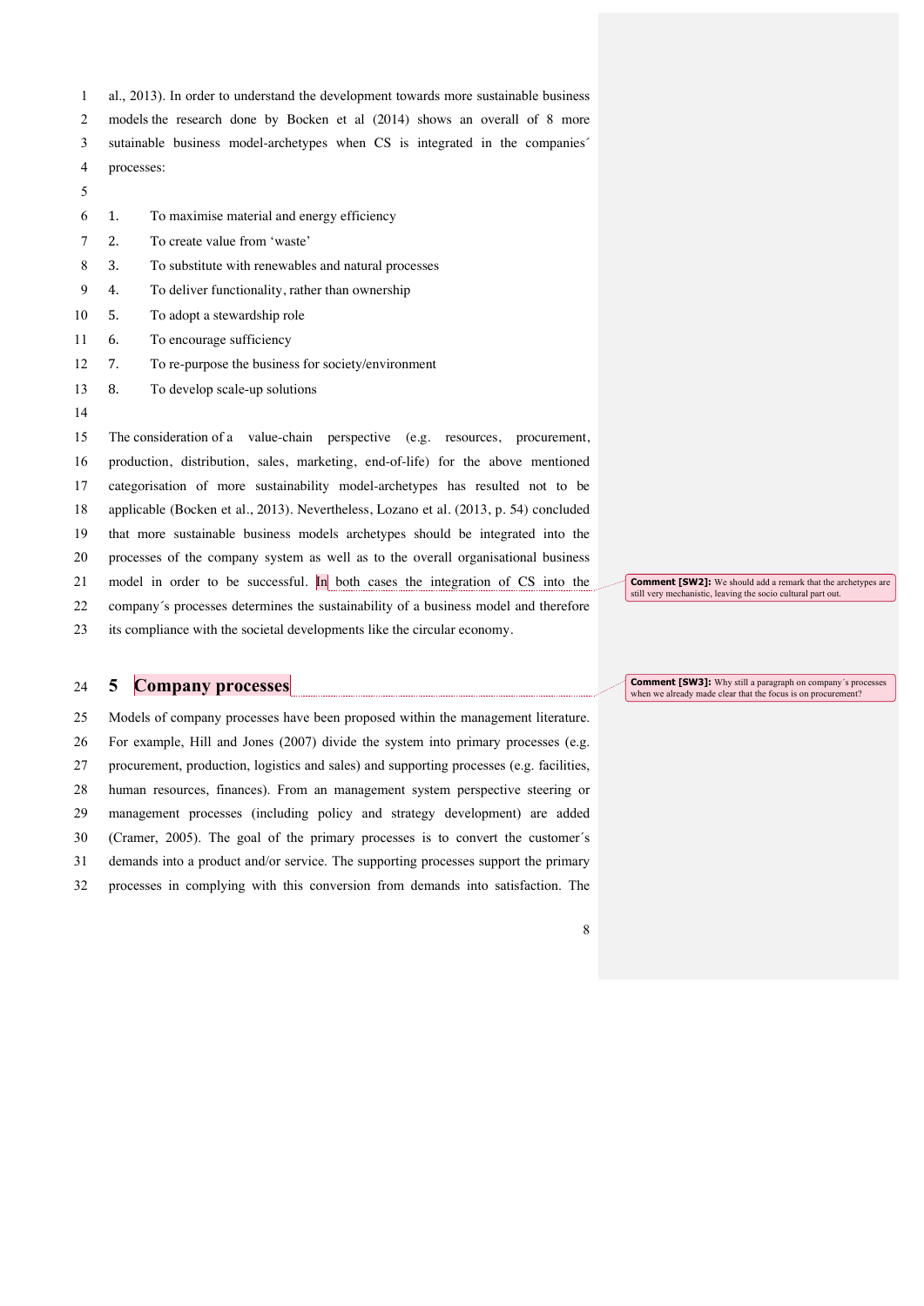al., 2013). In order to understand the development towards more sustainable business models the research done by Bocken et al (2014) shows an overall of 8 more sutainable business model-archetypes when CS is integrated in the companies´ processes:

1. To maximise material and energy efficiency
2. To create value from 'waste'
3. To substitute with renewables and natural processes
4. To deliver functionality, rather than ownership
5. To adopt a stewardship role
6. To encourage sufficiency
7. To re-purpose the business for society/environment
8. To develop scale-up solutions

The consideration of a value-chain perspective (e.g. resources, procurement, production, distribution, sales, marketing, end-of-life) for the above mentioned categorisation of more sustainability model-archetypes has resulted not to be applicable (Bocken et al., 2013). Nevertheless, Lozano et al. (2013, p. 54) concluded that more sustainable business models archetypes should be integrated into the processes of the company system as well as to the overall organisational business model in order to be successful. In both cases the integration of CS into the company´s processes determines the sustainability of a business model and therefore its compliance with the societal developments like the circular economy.

**Comment [SW2]:** We should add a remark that the archetypes are still very mechanistic, leaving the socio cultural part out.

# 5 Company processes

**Comment [SW3]:** Why still a paragraph on company´s processes when we already made clear that the focus is on procurement?

Models of company processes have been proposed within the management literature. For example, Hill and Jones (2007) divide the system into primary processes (e.g. procurement, production, logistics and sales) and supporting processes (e.g. facilities, human resources, finances). From an management system perspective steering or management processes (including policy and strategy development) are added (Cramer, 2005). The goal of the primary processes is to convert the customer´s demands into a product and/or service. The supporting processes support the primary processes in complying with this conversion from demands into satisfaction. The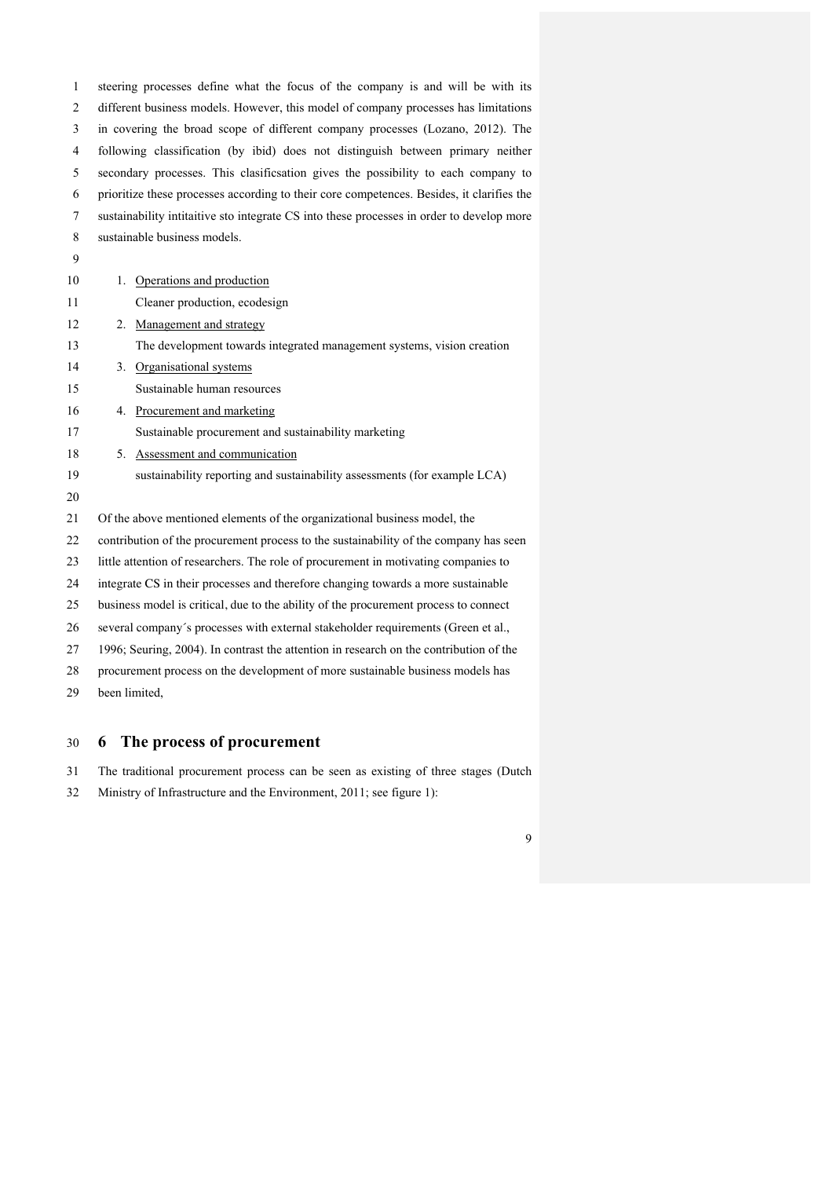steering processes define what the focus of the company is and will be with its different business models. However, this model of company processes has limitations in covering the broad scope of different company processes (Lozano, 2012). The following classification (by ibid) does not distinguish between primary neither secondary processes. This clasificsation gives the possibility to each company to prioritize these processes according to their core competences. Besides, it clarifies the sustainability intitaitive sto integrate CS into these processes in order to develop more sustainable business models.

1. Operations and production
   Cleaner production, ecodesign
2. Management and strategy
   The development towards integrated management systems, vision creation
3. Organisational systems
   Sustainable human resources
4. Procurement and marketing
   Sustainable procurement and sustainability marketing
5. Assessment and communication
   sustainability reporting and sustainability assessments (for example LCA)

Of the above mentioned elements of the organizational business model, the contribution of the procurement process to the sustainability of the company has seen little attention of researchers. The role of procurement in motivating companies to integrate CS in their processes and therefore changing towards a more sustainable business model is critical, due to the ability of the procurement process to connect several company´s processes with external stakeholder requirements (Green et al., 1996; Seuring, 2004). In contrast the attention in research on the contribution of the procurement process on the development of more sustainable business models has been limited,

# 6 The process of procurement

The traditional procurement process can be seen as existing of three stages (Dutch Ministry of Infrastructure and the Environment, 2011; see figure 1):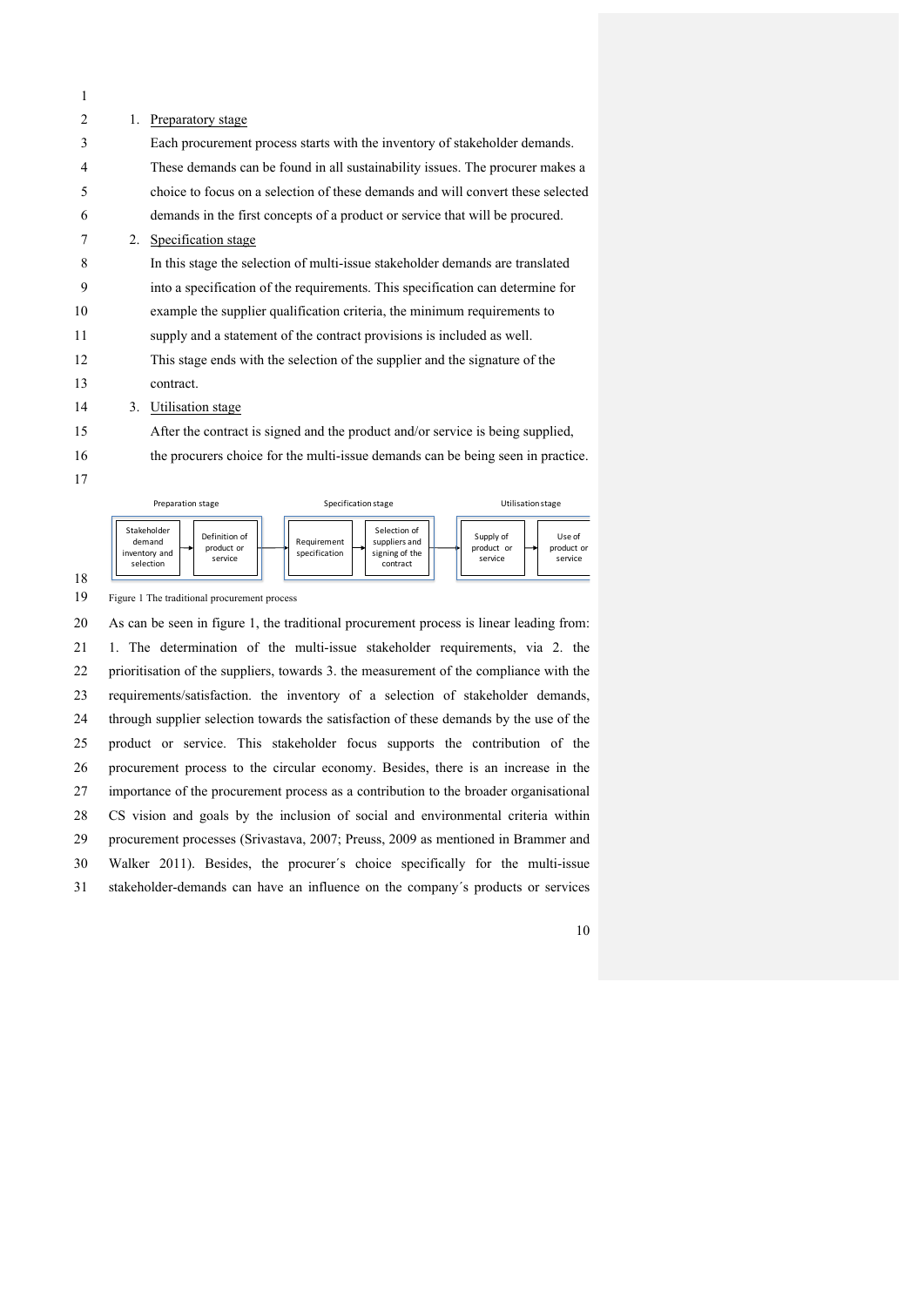1. Preparatory stage

   Each procurement process starts with the inventory of stakeholder demands. These demands can be found in all sustainability issues. The procurer makes a choice to focus on a selection of these demands and will convert these selected demands in the first concepts of a product or service that will be procured.

2. Specification stage

   In this stage the selection of multi-issue stakeholder demands are translated into a specification of the requirements. This specification can determine for example the supplier qualification criteria, the minimum requirements to supply and a statement of the contract provisions is included as well. This stage ends with the selection of the supplier and the signature of the contract.

3. Utilisation stage

   After the contract is signed and the product and/or service is being supplied, the procurers choice for the multi-issue demands can be being seen in practice.

| Preparation stage | | Specification stage | | Utilisation stage | |
|---|---|---|---|---|---|
| Stakeholder demand inventory and selection | Definition of product or service | Requirement specification | Selection of suppliers and signing of the contract | Supply of product or service | Use of product or service |

Figure 1 The traditional procurement process

As can be seen in figure 1, the traditional procurement process is linear leading from: 1. The determination of the multi-issue stakeholder requirements, via 2. the prioritisation of the suppliers, towards 3. the measurement of the compliance with the requirements/satisfaction. the inventory of a selection of stakeholder demands, through supplier selection towards the satisfaction of these demands by the use of the product or service. This stakeholder focus supports the contribution of the procurement process to the circular economy. Besides, there is an increase in the importance of the procurement process as a contribution to the broader organisational CS vision and goals by the inclusion of social and environmental criteria within procurement processes (Srivastava, 2007; Preuss, 2009 as mentioned in Brammer and Walker 2011). Besides, the procurer´s choice specifically for the multi-issue stakeholder-demands can have an influence on the company´s products or services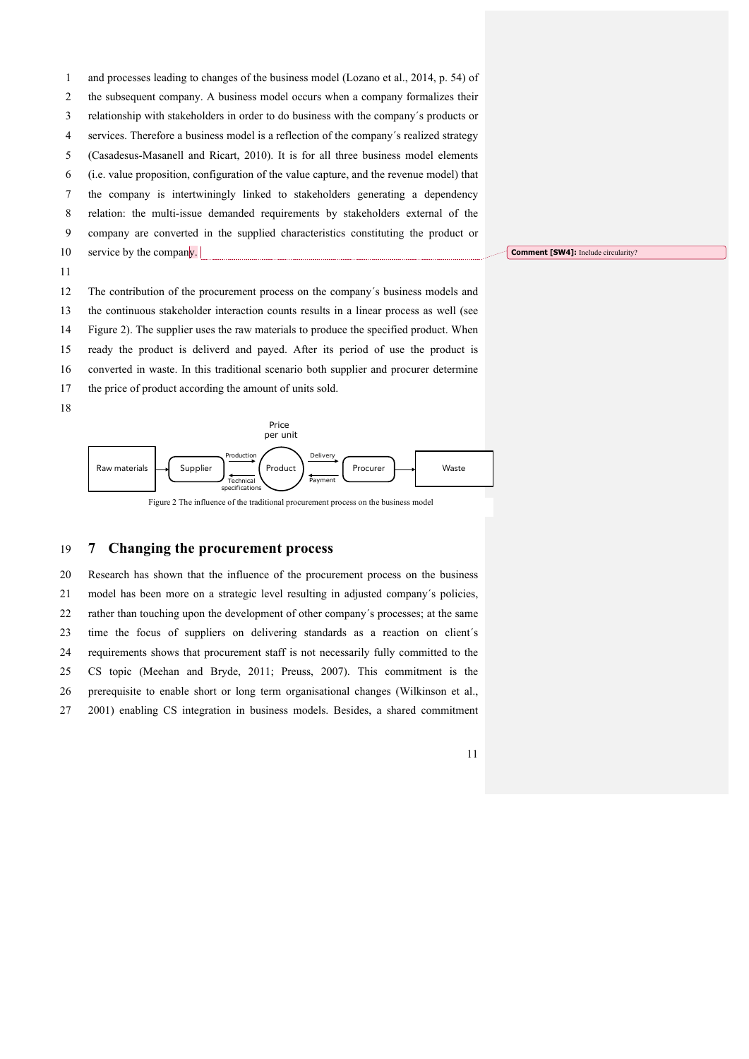and processes leading to changes of the business model (Lozano et al., 2014, p. 54) of the subsequent company. A business model occurs when a company formalizes their relationship with stakeholders in order to do business with the company´s products or services. Therefore a business model is a reflection of the company´s realized strategy (Casadesus-Masanell and Ricart, 2010). It is for all three business model elements (i.e. value proposition, configuration of the value capture, and the revenue model) that the company is intertwiningly linked to stakeholders generating a dependency relation: the multi-issue demanded requirements by stakeholders external of the company are converted in the supplied characteristics constituting the product or service by the company.

Comment [SW4]: Include circularity?

The contribution of the procurement process on the company´s business models and the continuous stakeholder interaction counts results in a linear process as well (see Figure 2). The supplier uses the raw materials to produce the specified product. When ready the product is deliverd and payed. After its period of use the product is converted in waste. In this traditional scenario both supplier and procurer determine the price of product according the amount of units sold.

Price per unit

Raw materials → Supplier —Production→ Product ←Delivery— Procurer → Waste

Supplier ←Technical specifications— Product —Payment→ Procurer

Figure 2 The influence of the traditional procurement process on the business model

# 7 Changing the procurement process

Research has shown that the influence of the procurement process on the business model has been more on a strategic level resulting in adjusted company´s policies, rather than touching upon the development of other company´s processes; at the same time the focus of suppliers on delivering standards as a reaction on client´s requirements shows that procurement staff is not necessarily fully committed to the CS topic (Meehan and Bryde, 2011; Preuss, 2007). This commitment is the prerequisite to enable short or long term organisational changes (Wilkinson et al., 2001) enabling CS integration in business models. Besides, a shared commitment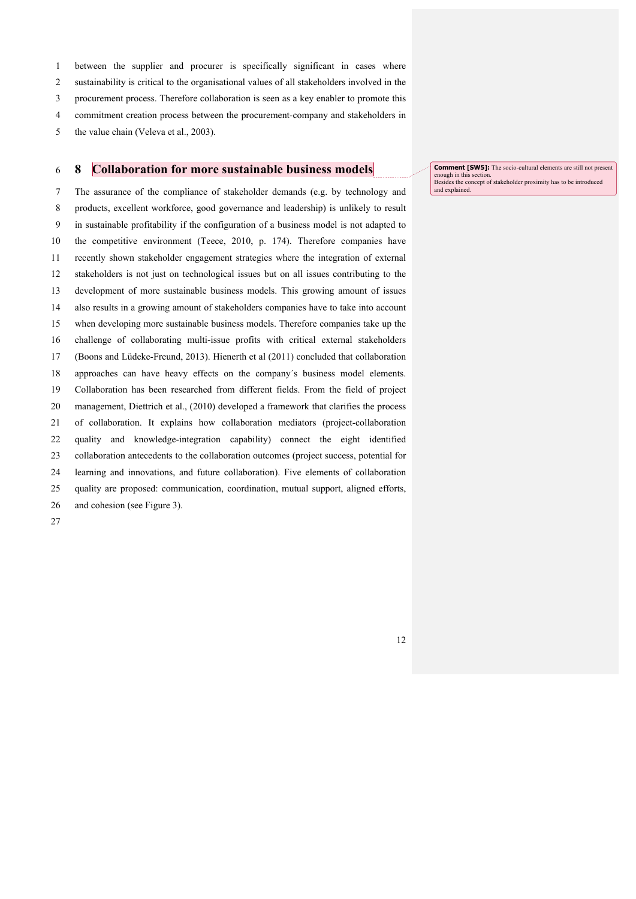between the supplier and procurer is specifically significant in cases where sustainability is critical to the organisational values of all stakeholders involved in the procurement process. Therefore collaboration is seen as a key enabler to promote this commitment creation process between the procurement-company and stakeholders in the value chain (Veleva et al., 2003).

# 8 Collaboration for more sustainable business models

The assurance of the compliance of stakeholder demands (e.g. by technology and products, excellent workforce, good governance and leadership) is unlikely to result in sustainable profitability if the configuration of a business model is not adapted to the competitive environment (Teece, 2010, p. 174). Therefore companies have recently shown stakeholder engagement strategies where the integration of external stakeholders is not just on technological issues but on all issues contributing to the development of more sustainable business models. This growing amount of issues also results in a growing amount of stakeholders companies have to take into account when developing more sustainable business models. Therefore companies take up the challenge of collaborating multi-issue profits with critical external stakeholders (Boons and Lüdeke-Freund, 2013). Hienerth et al (2011) concluded that collaboration approaches can have heavy effects on the company´s business model elements. Collaboration has been researched from different fields. From the field of project management, Diettrich et al., (2010) developed a framework that clarifies the process of collaboration. It explains how collaboration mediators (project-collaboration quality and knowledge-integration capability) connect the eight identified collaboration antecedents to the collaboration outcomes (project success, potential for learning and innovations, and future collaboration). Five elements of collaboration quality are proposed: communication, coordination, mutual support, aligned efforts, and cohesion (see Figure 3).

**Comment [SW5]:** The socio-cultural elements are still not present enough in this section. Besides the concept of stakeholder proximity has to be introduced and explained.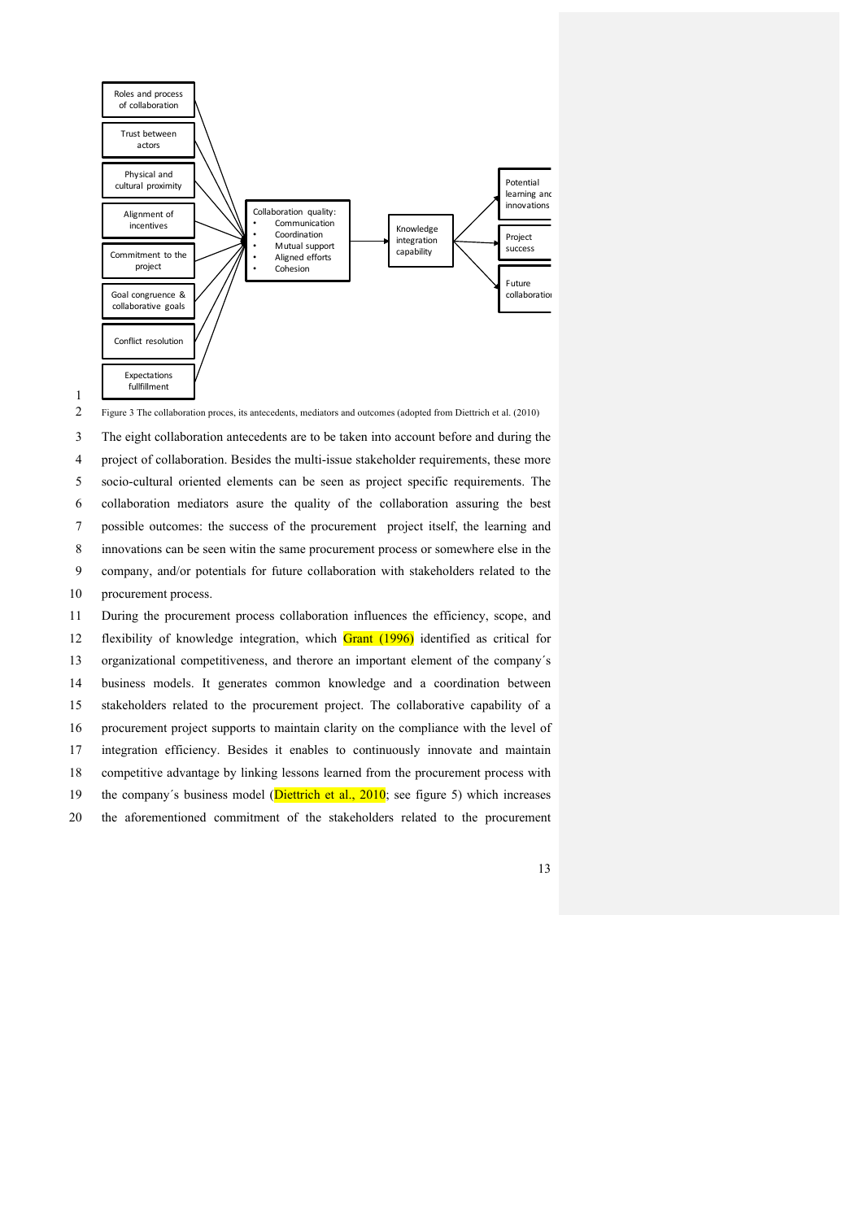Roles and process of collaboration

Trust between actors

Physical and cultural proximity

Alignment of incentives

Commitment to the project

Goal congruence & collaborative goals

Conflict resolution

Expectations fullfillment

Collaboration quality:
- Communication
- Coordination
- Mutual support
- Aligned efforts
- Cohesion

Knowledge integration capability

Potential learning and innovations

Project success

Future collaboration

Figure 3 The collaboration proces, its antecedents, mediators and outcomes (adopted from Diettrich et al. (2010)

The eight collaboration antecedents are to be taken into account before and during the project of collaboration. Besides the multi-issue stakeholder requirements, these more socio-cultural oriented elements can be seen as project specific requirements. The collaboration mediators asure the quality of the collaboration assuring the best possible outcomes: the success of the procurement project itself, the learning and innovations can be seen witin the same procurement process or somewhere else in the company, and/or potentials for future collaboration with stakeholders related to the procurement process.

During the procurement process collaboration influences the efficiency, scope, and flexibility of knowledge integration, which Grant (1996) identified as critical for organizational competitiveness, and therore an important element of the company´s business models. It generates common knowledge and a coordination between stakeholders related to the procurement project. The collaborative capability of a procurement project supports to maintain clarity on the compliance with the level of integration efficiency. Besides it enables to continuously innovate and maintain competitive advantage by linking lessons learned from the procurement process with the company´s business model (Diettrich et al., 2010; see figure 5) which increases the aforementioned commitment of the stakeholders related to the procurement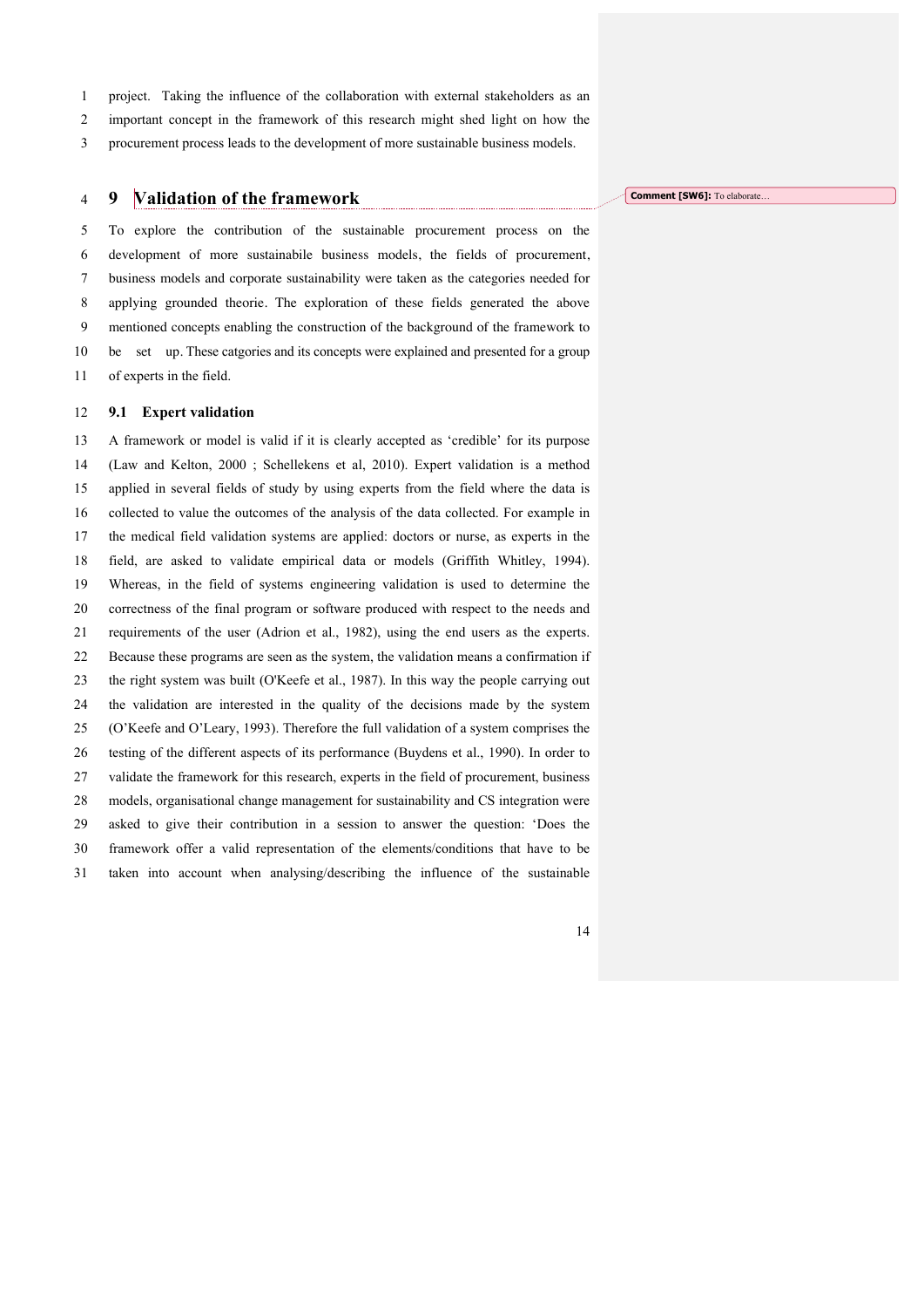project. Taking the influence of the collaboration with external stakeholders as an important concept in the framework of this research might shed light on how the procurement process leads to the development of more sustainable business models.

# 9 Validation of the framework

To explore the contribution of the sustainable procurement process on the development of more sustainabile business models, the fields of procurement, business models and corporate sustainability were taken as the categories needed for applying grounded theorie. The exploration of these fields generated the above mentioned concepts enabling the construction of the background of the framework to be set up. These catgories and its concepts were explained and presented for a group of experts in the field.

## 9.1 Expert validation

A framework or model is valid if it is clearly accepted as 'credible' for its purpose (Law and Kelton, 2000 ; Schellekens et al, 2010). Expert validation is a method applied in several fields of study by using experts from the field where the data is collected to value the outcomes of the analysis of the data collected. For example in the medical field validation systems are applied: doctors or nurse, as experts in the field, are asked to validate empirical data or models (Griffith Whitley, 1994). Whereas, in the field of systems engineering validation is used to determine the correctness of the final program or software produced with respect to the needs and requirements of the user (Adrion et al., 1982), using the end users as the experts. Because these programs are seen as the system, the validation means a confirmation if the right system was built (O'Keefe et al., 1987). In this way the people carrying out the validation are interested in the quality of the decisions made by the system (O'Keefe and O'Leary, 1993). Therefore the full validation of a system comprises the testing of the different aspects of its performance (Buydens et al., 1990). In order to validate the framework for this research, experts in the field of procurement, business models, organisational change management for sustainability and CS integration were asked to give their contribution in a session to answer the question: 'Does the framework offer a valid representation of the elements/conditions that have to be taken into account when analysing/describing the influence of the sustainable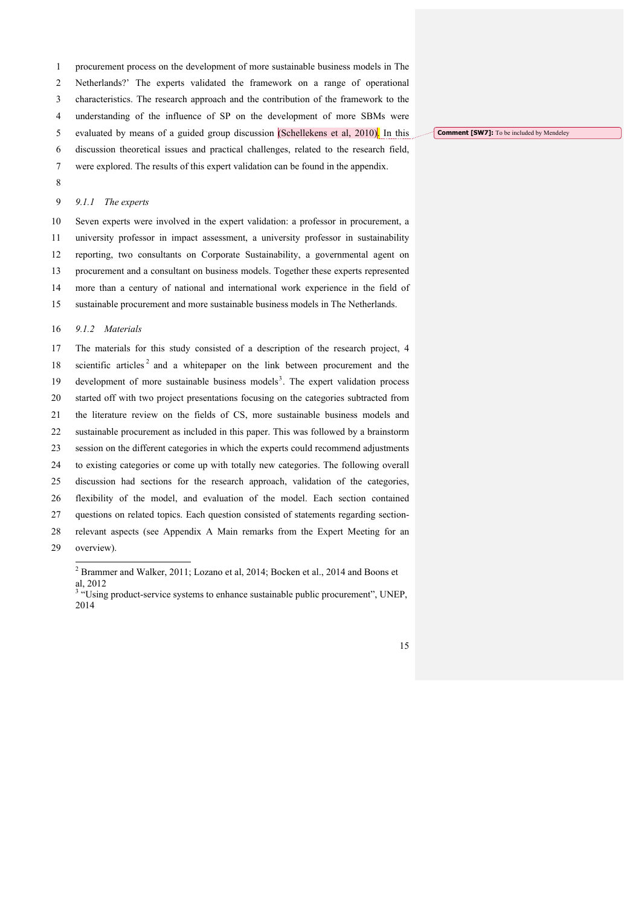procurement process on the development of more sustainable business models in The Netherlands?' The experts validated the framework on a range of operational characteristics. The research approach and the contribution of the framework to the understanding of the influence of SP on the development of more SBMs were evaluated by means of a guided group discussion (Schellekens et al, 2010). In this discussion theoretical issues and practical challenges, related to the research field, were explored. The results of this expert validation can be found in the appendix.

### *9.1.1 The experts*

Seven experts were involved in the expert validation: a professor in procurement, a university professor in impact assessment, a university professor in sustainability reporting, two consultants on Corporate Sustainability, a governmental agent on procurement and a consultant on business models. Together these experts represented more than a century of national and international work experience in the field of sustainable procurement and more sustainable business models in The Netherlands.

### *9.1.2 Materials*

The materials for this study consisted of a description of the research project, 4 scientific articles [2] and a whitepaper on the link between procurement and the development of more sustainable business models[3]. The expert validation process started off with two project presentations focusing on the categories subtracted from the literature review on the fields of CS, more sustainable business models and sustainable procurement as included in this paper. This was followed by a brainstorm session on the different categories in which the experts could recommend adjustments to existing categories or come up with totally new categories. The following overall discussion had sections for the research approach, validation of the categories, flexibility of the model, and evaluation of the model. Each section contained questions on related topics. Each question consisted of statements regarding section-relevant aspects (see Appendix A Main remarks from the Expert Meeting for an overview).

---

[2] Brammer and Walker, 2011; Lozano et al, 2014; Bocken et al., 2014 and Boons et al, 2012

[3] "Using product-service systems to enhance sustainable public procurement", UNEP, 2014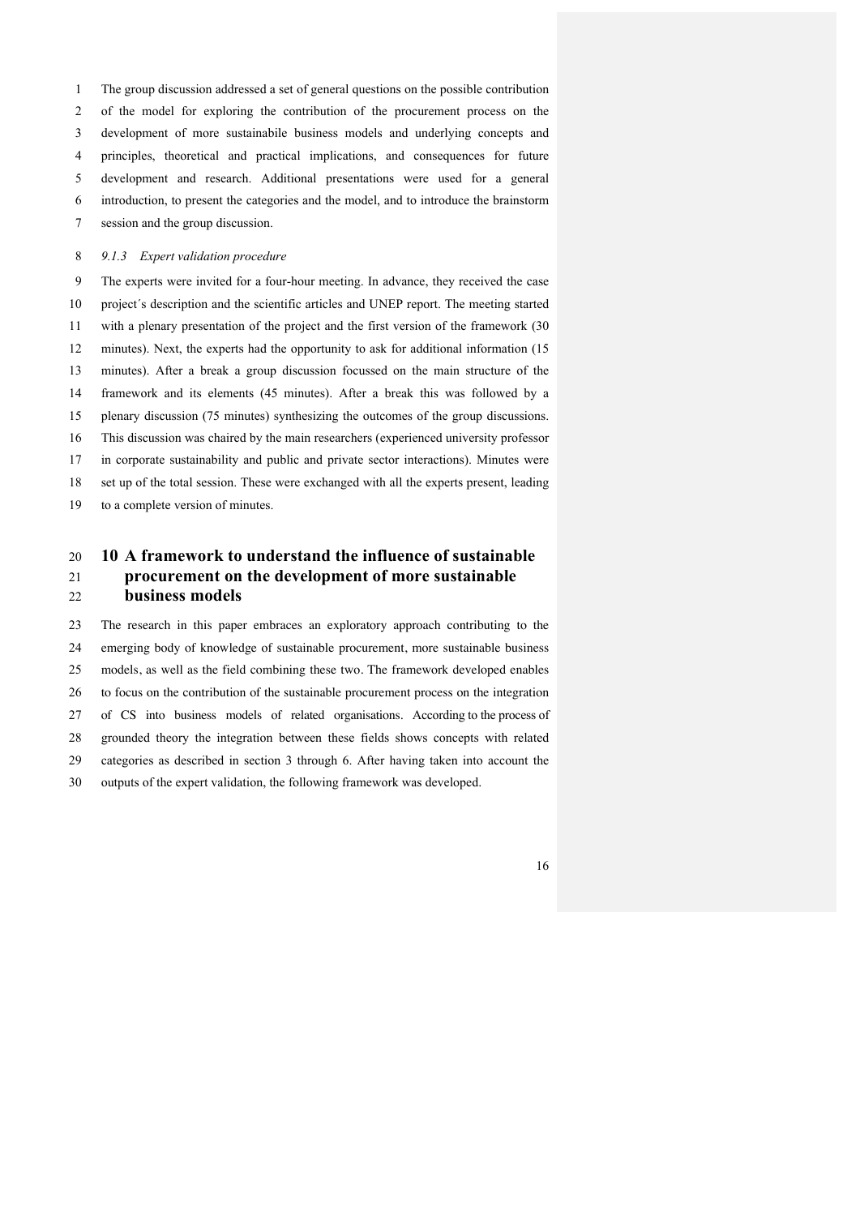The group discussion addressed a set of general questions on the possible contribution of the model for exploring the contribution of the procurement process on the development of more sustainabile business models and underlying concepts and principles, theoretical and practical implications, and consequences for future development and research. Additional presentations were used for a general introduction, to present the categories and the model, and to introduce the brainstorm session and the group discussion.

### *9.1.3 Expert validation procedure*

The experts were invited for a four-hour meeting. In advance, they received the case project´s description and the scientific articles and UNEP report. The meeting started with a plenary presentation of the project and the first version of the framework (30 minutes). Next, the experts had the opportunity to ask for additional information (15 minutes). After a break a group discussion focussed on the main structure of the framework and its elements (45 minutes). After a break this was followed by a plenary discussion (75 minutes) synthesizing the outcomes of the group discussions. This discussion was chaired by the main researchers (experienced university professor in corporate sustainability and public and private sector interactions). Minutes were set up of the total session. These were exchanged with all the experts present, leading to a complete version of minutes.

# 10 A framework to understand the influence of sustainable procurement on the development of more sustainable business models

The research in this paper embraces an exploratory approach contributing to the emerging body of knowledge of sustainable procurement, more sustainable business models, as well as the field combining these two. The framework developed enables to focus on the contribution of the sustainable procurement process on the integration of CS into business models of related organisations. According to the process of grounded theory the integration between these fields shows concepts with related categories as described in section 3 through 6. After having taken into account the outputs of the expert validation, the following framework was developed.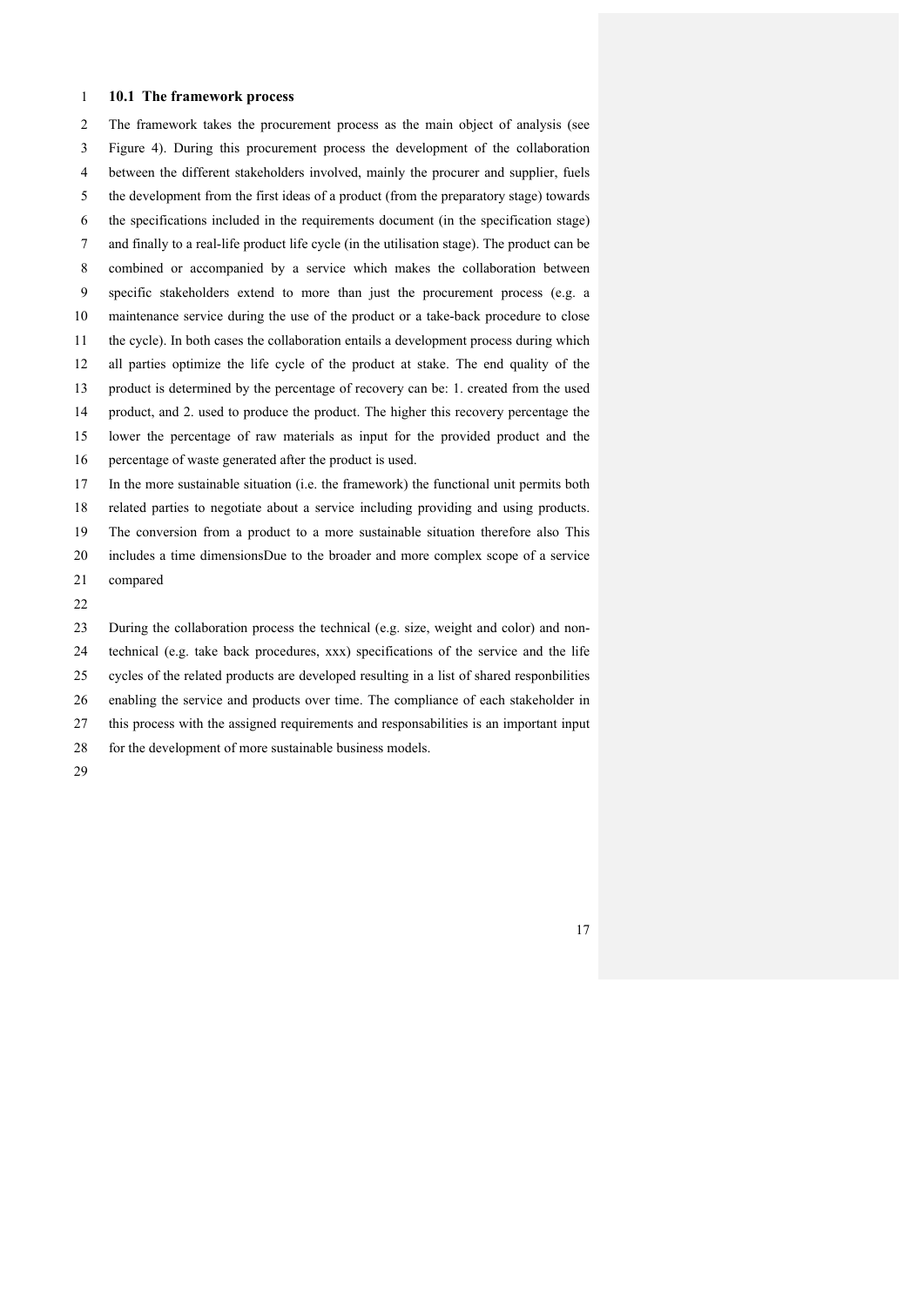### 10.1 The framework process

The framework takes the procurement process as the main object of analysis (see Figure 4). During this procurement process the development of the collaboration between the different stakeholders involved, mainly the procurer and supplier, fuels the development from the first ideas of a product (from the preparatory stage) towards the specifications included in the requirements document (in the specification stage) and finally to a real-life product life cycle (in the utilisation stage). The product can be combined or accompanied by a service which makes the collaboration between specific stakeholders extend to more than just the procurement process (e.g. a maintenance service during the use of the product or a take-back procedure to close the cycle). In both cases the collaboration entails a development process during which all parties optimize the life cycle of the product at stake. The end quality of the product is determined by the percentage of recovery can be: 1. created from the used product, and 2. used to produce the product. The higher this recovery percentage the lower the percentage of raw materials as input for the provided product and the percentage of waste generated after the product is used.

In the more sustainable situation (i.e. the framework) the functional unit permits both related parties to negotiate about a service including providing and using products. The conversion from a product to a more sustainable situation therefore also This includes a time dimensionsDue to the broader and more complex scope of a service compared

During the collaboration process the technical (e.g. size, weight and color) and non-technical (e.g. take back procedures, xxx) specifications of the service and the life cycles of the related products are developed resulting in a list of shared responbilities enabling the service and products over time. The compliance of each stakeholder in this process with the assigned requirements and responsabilities is an important input for the development of more sustainable business models.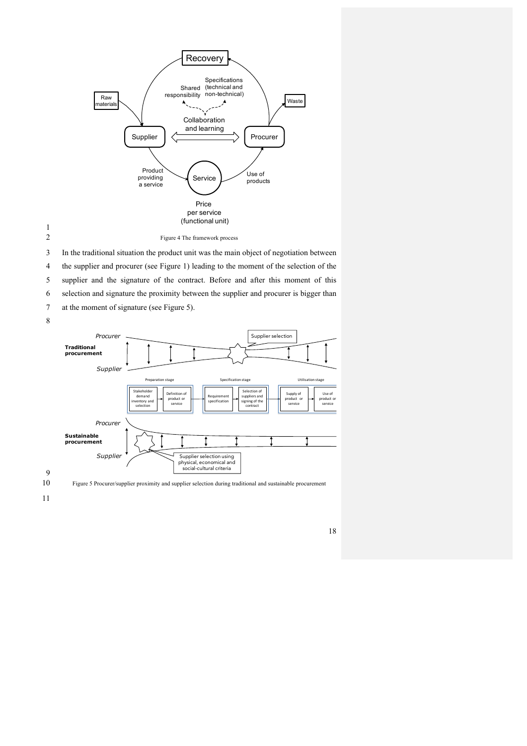Figure 4 The framework process

In the traditional situation the product unit was the main object of negotiation between the supplier and procurer (see Figure 1) leading to the moment of the selection of the supplier and the signature of the contract. Before and after this moment of this selection and signature the proximity between the supplier and procurer is bigger than at the moment of signature (see Figure 5).

Figure 5 Procurer/supplier proximity and supplier selection during traditional and sustainable procurement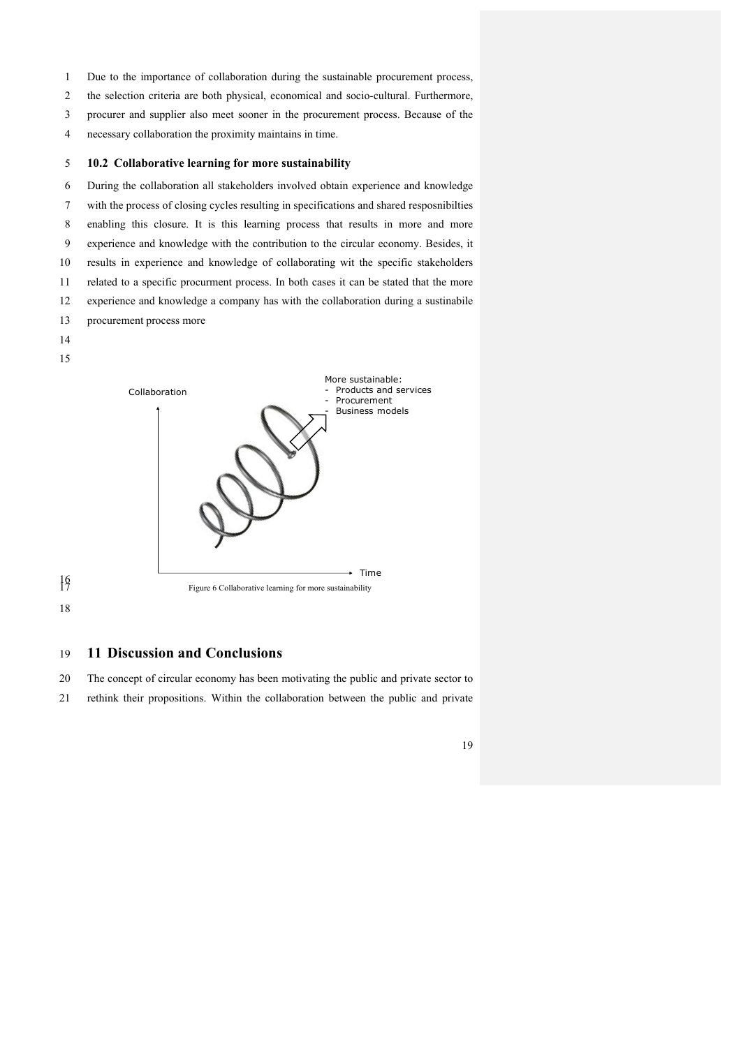Due to the importance of collaboration during the sustainable procurement process, the selection criteria are both physical, economical and socio-cultural. Furthermore, procurer and supplier also meet sooner in the procurement process. Because of the necessary collaboration the proximity maintains in time.

### 10.2 Collaborative learning for more sustainability

During the collaboration all stakeholders involved obtain experience and knowledge with the process of closing cycles resulting in specifications and shared resposnibilties enabling this closure. It is this learning process that results in more and more experience and knowledge with the contribution to the circular economy. Besides, it results in experience and knowledge of collaborating wit the specific stakeholders related to a specific procurment process. In both cases it can be stated that the more experience and knowledge a company has with the collaboration during a sustinabile procurement process more

Figure 6 Collaborative learning for more sustainability

## 11 Discussion and Conclusions

The concept of circular economy has been motivating the public and private sector to rethink their propositions. Within the collaboration between the public and private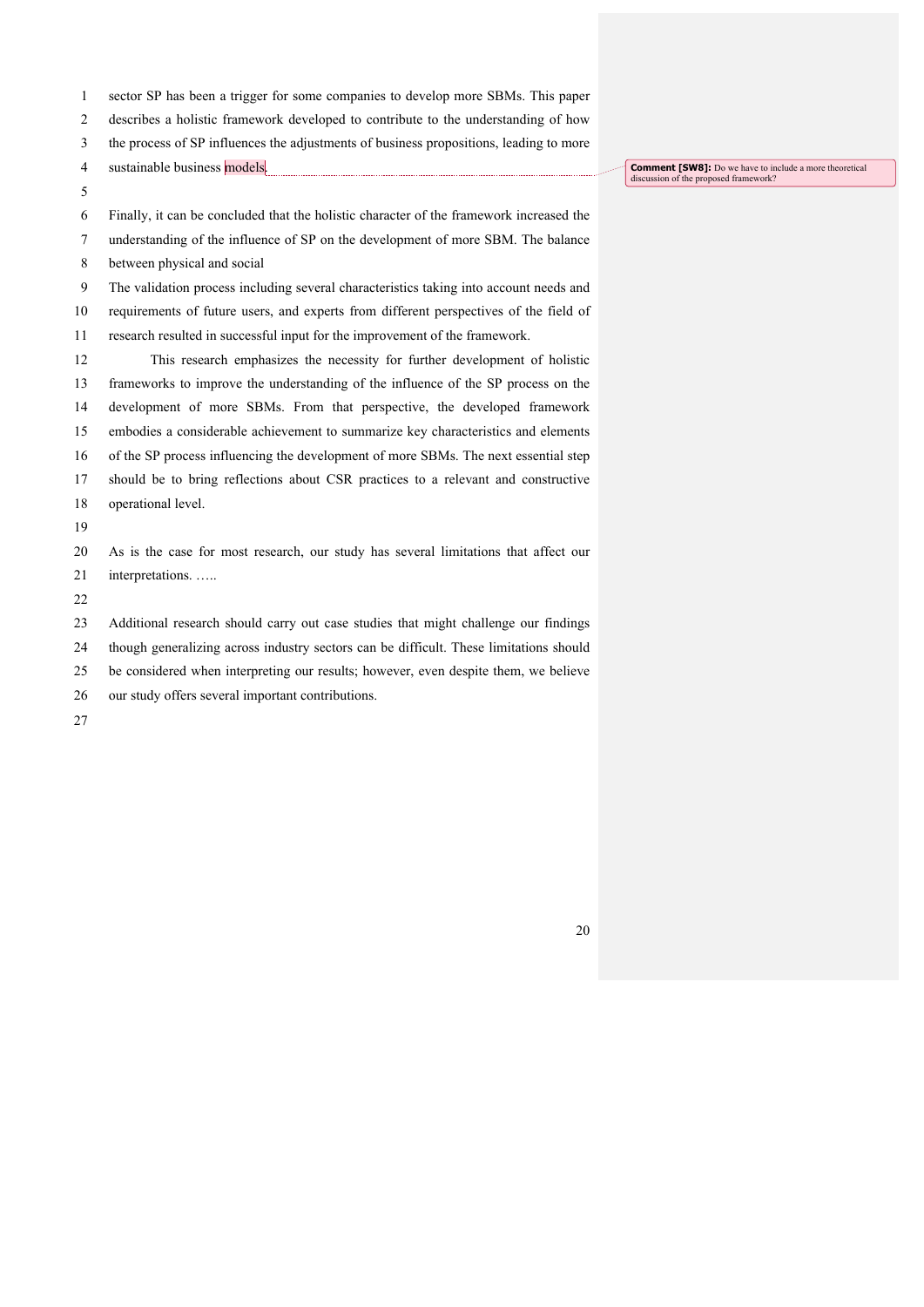sector SP has been a trigger for some companies to develop more SBMs. This paper describes a holistic framework developed to contribute to the understanding of how the process of SP influences the adjustments of business propositions, leading to more sustainable business models.

Comment [SW8]: Do we have to include a more theoretical discussion of the proposed framework?

Finally, it can be concluded that the holistic character of the framework increased the understanding of the influence of SP on the development of more SBM. The balance between physical and social

The validation process including several characteristics taking into account needs and requirements of future users, and experts from different perspectives of the field of research resulted in successful input for the improvement of the framework.

This research emphasizes the necessity for further development of holistic frameworks to improve the understanding of the influence of the SP process on the development of more SBMs. From that perspective, the developed framework embodies a considerable achievement to summarize key characteristics and elements of the SP process influencing the development of more SBMs. The next essential step should be to bring reflections about CSR practices to a relevant and constructive operational level.

As is the case for most research, our study has several limitations that affect our interpretations. …..

Additional research should carry out case studies that might challenge our findings though generalizing across industry sectors can be difficult. These limitations should be considered when interpreting our results; however, even despite them, we believe our study offers several important contributions.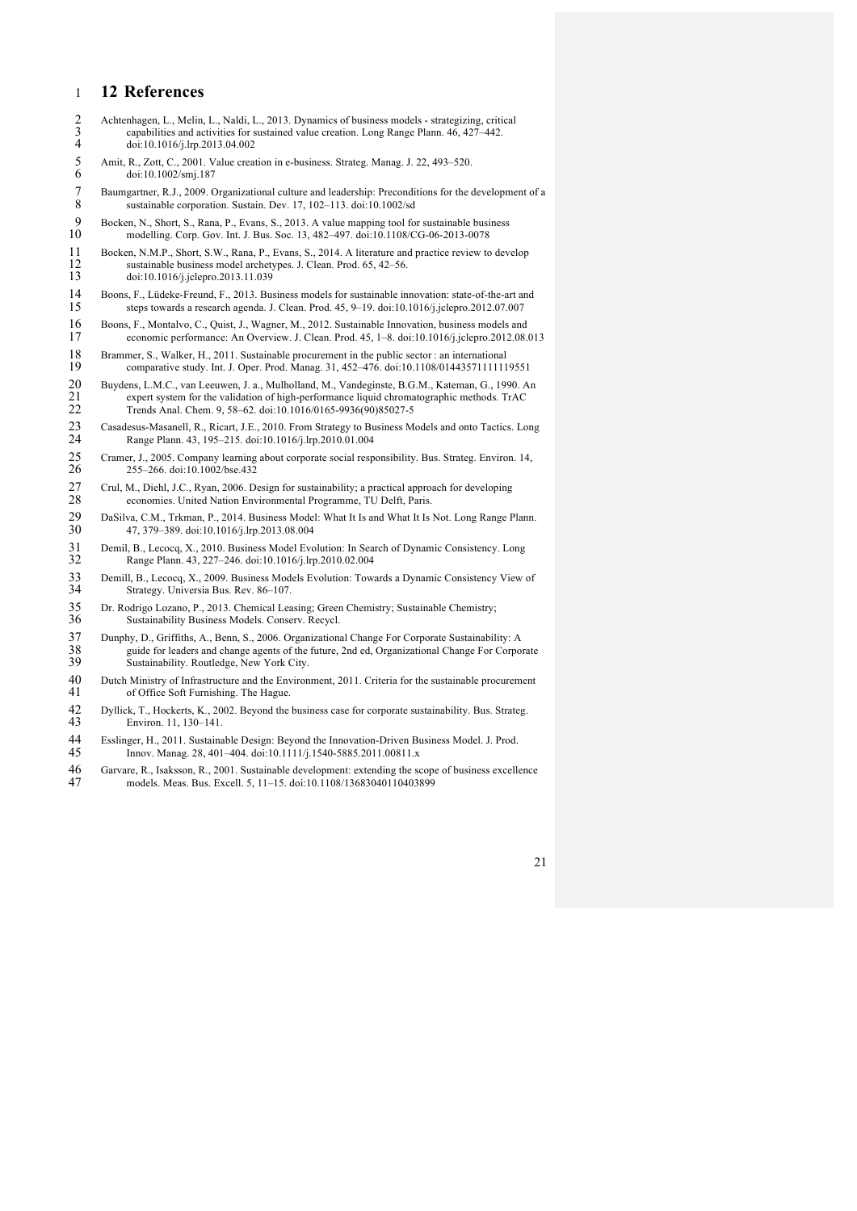# 12 References

Achtenhagen, L., Melin, L., Naldi, L., 2013. Dynamics of business models - strategizing, critical capabilities and activities for sustained value creation. Long Range Plann. 46, 427–442. doi:10.1016/j.lrp.2013.04.002

Amit, R., Zott, C., 2001. Value creation in e-business. Strateg. Manag. J. 22, 493–520. doi:10.1002/smj.187

Baumgartner, R.J., 2009. Organizational culture and leadership: Preconditions for the development of a sustainable corporation. Sustain. Dev. 17, 102–113. doi:10.1002/sd

Bocken, N., Short, S., Rana, P., Evans, S., 2013. A value mapping tool for sustainable business modelling. Corp. Gov. Int. J. Bus. Soc. 13, 482–497. doi:10.1108/CG-06-2013-0078

Bocken, N.M.P., Short, S.W., Rana, P., Evans, S., 2014. A literature and practice review to develop sustainable business model archetypes. J. Clean. Prod. 65, 42–56. doi:10.1016/j.jclepro.2013.11.039

Boons, F., Lüdeke-Freund, F., 2013. Business models for sustainable innovation: state-of-the-art and steps towards a research agenda. J. Clean. Prod. 45, 9–19. doi:10.1016/j.jclepro.2012.07.007

Boons, F., Montalvo, C., Quist, J., Wagner, M., 2012. Sustainable Innovation, business models and economic performance: An Overview. J. Clean. Prod. 45, 1–8. doi:10.1016/j.jclepro.2012.08.013

Brammer, S., Walker, H., 2011. Sustainable procurement in the public sector : an international comparative study. Int. J. Oper. Prod. Manag. 31, 452–476. doi:10.1108/01443571111119551

Buydens, L.M.C., van Leeuwen, J. a., Mulholland, M., Vandeginste, B.G.M., Kateman, G., 1990. An expert system for the validation of high-performance liquid chromatographic methods. TrAC Trends Anal. Chem. 9, 58–62. doi:10.1016/0165-9936(90)85027-5

Casadesus-Masanell, R., Ricart, J.E., 2010. From Strategy to Business Models and onto Tactics. Long Range Plann. 43, 195–215. doi:10.1016/j.lrp.2010.01.004

Cramer, J., 2005. Company learning about corporate social responsibility. Bus. Strateg. Environ. 14, 255–266. doi:10.1002/bse.432

Crul, M., Diehl, J.C., Ryan, 2006. Design for sustainability; a practical approach for developing economies. United Nation Environmental Programme, TU Delft, Paris.

DaSilva, C.M., Trkman, P., 2014. Business Model: What It Is and What It Is Not. Long Range Plann. 47, 379–389. doi:10.1016/j.lrp.2013.08.004

Demil, B., Lecocq, X., 2010. Business Model Evolution: In Search of Dynamic Consistency. Long Range Plann. 43, 227–246. doi:10.1016/j.lrp.2010.02.004

Demill, B., Lecocq, X., 2009. Business Models Evolution: Towards a Dynamic Consistency View of Strategy. Universia Bus. Rev. 86–107.

Dr. Rodrigo Lozano, P., 2013. Chemical Leasing; Green Chemistry; Sustainable Chemistry; Sustainability Business Models. Conserv. Recycl.

Dunphy, D., Griffiths, A., Benn, S., 2006. Organizational Change For Corporate Sustainability: A guide for leaders and change agents of the future, 2nd ed, Organizational Change For Corporate Sustainability. Routledge, New York City.

Dutch Ministry of Infrastructure and the Environment, 2011. Criteria for the sustainable procurement of Office Soft Furnishing. The Hague.

Dyllick, T., Hockerts, K., 2002. Beyond the business case for corporate sustainability. Bus. Strateg. Environ. 11, 130–141.

Esslinger, H., 2011. Sustainable Design: Beyond the Innovation-Driven Business Model. J. Prod. Innov. Manag. 28, 401–404. doi:10.1111/j.1540-5885.2011.00811.x

Garvare, R., Isaksson, R., 2001. Sustainable development: extending the scope of business excellence models. Meas. Bus. Excell. 5, 11–15. doi:10.1108/13683040110403899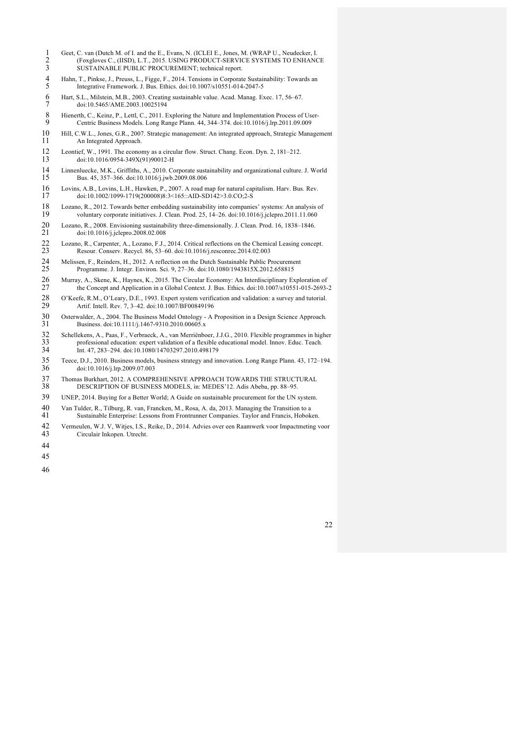Geet, C. van (Dutch M. of I. and the E., Evans, N. (ICLEI E., Jones, M. (WRAP U., Neudecker, I. (Foxgloves C., (IISD), L.T., 2015. USING PRODUCT-SERVICE SYSTEMS TO ENHANCE SUSTAINABLE PUBLIC PROCUREMENT; technical report.

Hahn, T., Pinkse, J., Preuss, L., Figge, F., 2014. Tensions in Corporate Sustainability: Towards an Integrative Framework. J. Bus. Ethics. doi:10.1007/s10551-014-2047-5

Hart, S.L., Milstein, M.B., 2003. Creating sustainable value. Acad. Manag. Exec. 17, 56–67. doi:10.5465/AME.2003.10025194

Hienerth, C., Keinz, P., Lettl, C., 2011. Exploring the Nature and Implementation Process of User-Centric Business Models. Long Range Plann. 44, 344–374. doi:10.1016/j.lrp.2011.09.009

Hill, C.W.L., Jones, G.R., 2007. Strategic management: An integrated approach, Strategic Management An Integrated Approach.

Leontief, W., 1991. The economy as a circular flow. Struct. Chang. Econ. Dyn. 2, 181–212. doi:10.1016/0954-349X(91)90012-H

Linnenluecke, M.K., Griffiths, A., 2010. Corporate sustainability and organizational culture. J. World Bus. 45, 357–366. doi:10.1016/j.jwb.2009.08.006

Lovins, A.B., Lovins, L.H., Hawken, P., 2007. A road map for natural capitalism. Harv. Bus. Rev. doi:10.1002/1099-1719(200008)8:3<165::AID-SD142>3.0.CO;2-S

Lozano, R., 2012. Towards better embedding sustainability into companies' systems: An analysis of voluntary corporate initiatives. J. Clean. Prod. 25, 14–26. doi:10.1016/j.jclepro.2011.11.060

Lozano, R., 2008. Envisioning sustainability three-dimensionally. J. Clean. Prod. 16, 1838–1846. doi:10.1016/j.jclepro.2008.02.008

Lozano, R., Carpenter, A., Lozano, F.J., 2014. Critical reflections on the Chemical Leasing concept. Resour. Conserv. Recycl. 86, 53–60. doi:10.1016/j.resconrec.2014.02.003

Melissen, F., Reinders, H., 2012. A reflection on the Dutch Sustainable Public Procurement Programme. J. Integr. Environ. Sci. 9, 27–36. doi:10.1080/1943815X.2012.658815

Murray, A., Skene, K., Haynes, K., 2015. The Circular Economy: An Interdisciplinary Exploration of the Concept and Application in a Global Context. J. Bus. Ethics. doi:10.1007/s10551-015-2693-2

O'Keefe, R.M., O'Leary, D.E., 1993. Expert system verification and validation: a survey and tutorial. Artif. Intell. Rev. 7, 3–42. doi:10.1007/BF00849196

Osterwalder, A., 2004. The Business Model Ontology - A Proposition in a Design Science Approach. Business. doi:10.1111/j.1467-9310.2010.00605.x

Schellekens, A., Paas, F., Verbraeck, A., van Merriënboer, J.J.G., 2010. Flexible programmes in higher professional education: expert validation of a flexible educational model. Innov. Educ. Teach. Int. 47, 283–294. doi:10.1080/14703297.2010.498179

Teece, D.J., 2010. Business models, business strategy and innovation. Long Range Plann. 43, 172–194. doi:10.1016/j.lrp.2009.07.003

Thomas Burkhart, 2012. A COMPREHENSIVE APPROACH TOWARDS THE STRUCTURAL DESCRIPTION OF BUSINESS MODELS, in: MEDES'12. Adis Abeba, pp. 88–95.

UNEP, 2014. Buying for a Better World; A Guide on sustainable procurement for the UN system.

Van Tulder, R., Tilburg, R. van, Francken, M., Rosa, A. da, 2013. Managing the Transition to a Sustainable Enterprise: Lessons from Frontrunner Companies. Taylor and Francis, Hoboken.

Vermeulen, W.J. V, Witjes, I.S., Reike, D., 2014. Advies over een Raamwerk voor Impactmeting voor Circulair Inkopen. Utrecht.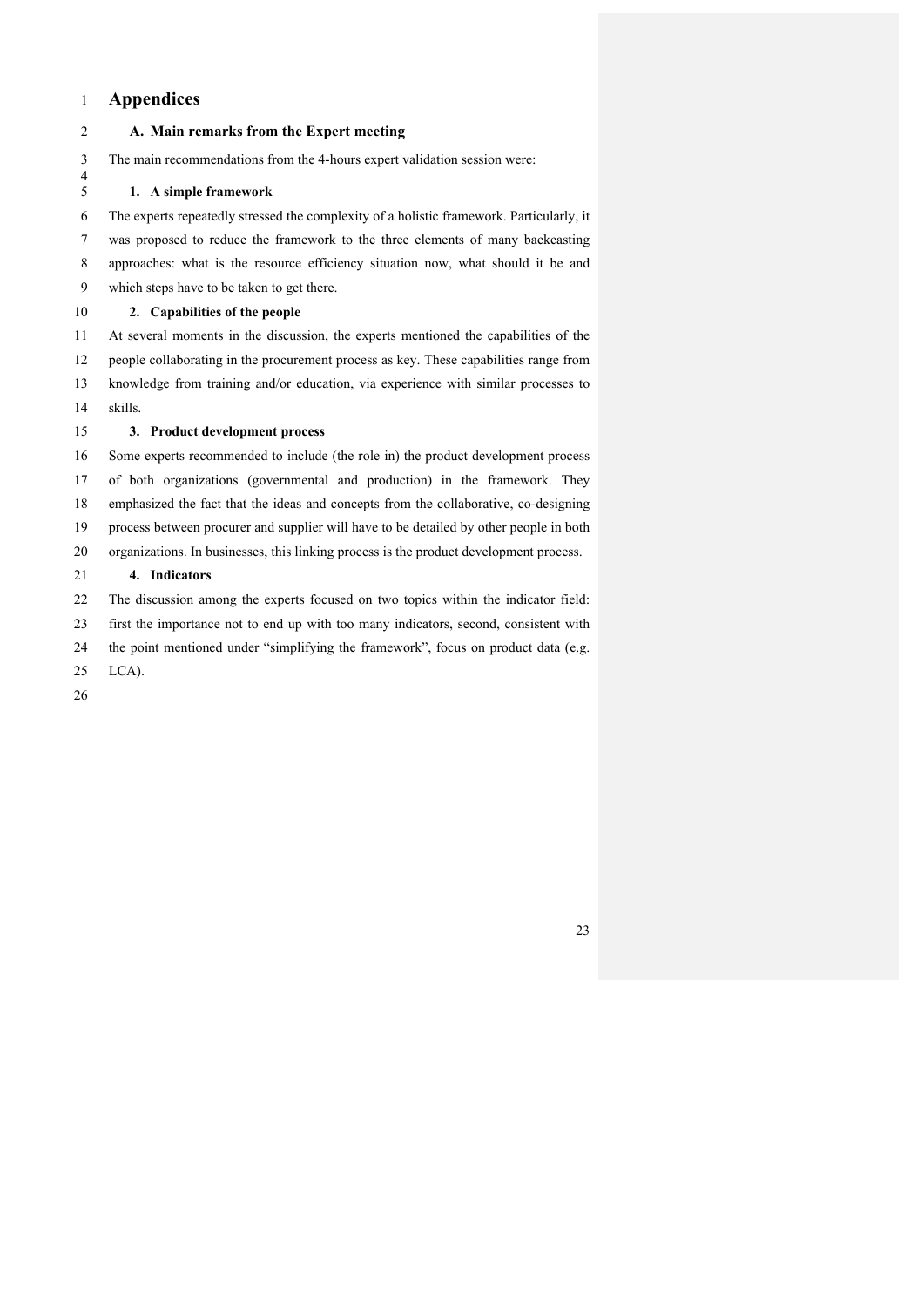# Appendices

## A. Main remarks from the Expert meeting

The main recommendations from the 4-hours expert validation session were:

### 1. A simple framework

The experts repeatedly stressed the complexity of a holistic framework. Particularly, it was proposed to reduce the framework to the three elements of many backcasting approaches: what is the resource efficiency situation now, what should it be and which steps have to be taken to get there.

### 2. Capabilities of the people

At several moments in the discussion, the experts mentioned the capabilities of the people collaborating in the procurement process as key. These capabilities range from knowledge from training and/or education, via experience with similar processes to skills.

### 3. Product development process

Some experts recommended to include (the role in) the product development process of both organizations (governmental and production) in the framework. They emphasized the fact that the ideas and concepts from the collaborative, co-designing process between procurer and supplier will have to be detailed by other people in both organizations. In businesses, this linking process is the product development process.

### 4. Indicators

The discussion among the experts focused on two topics within the indicator field: first the importance not to end up with too many indicators, second, consistent with the point mentioned under "simplifying the framework", focus on product data (e.g. LCA).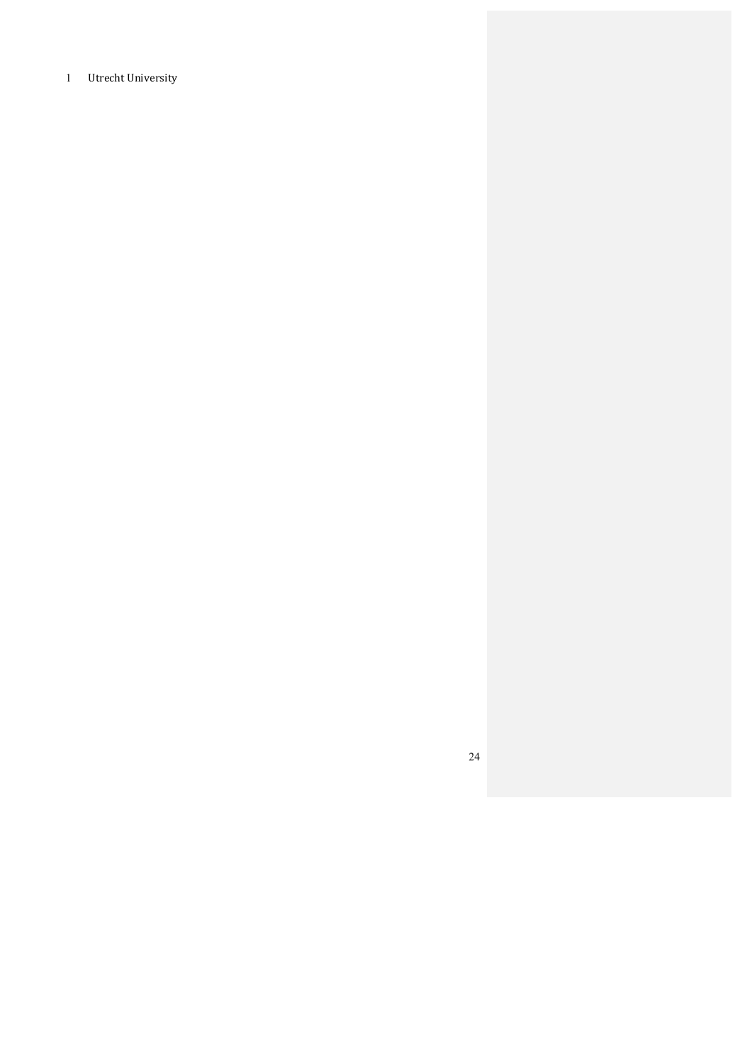1 Utrecht University